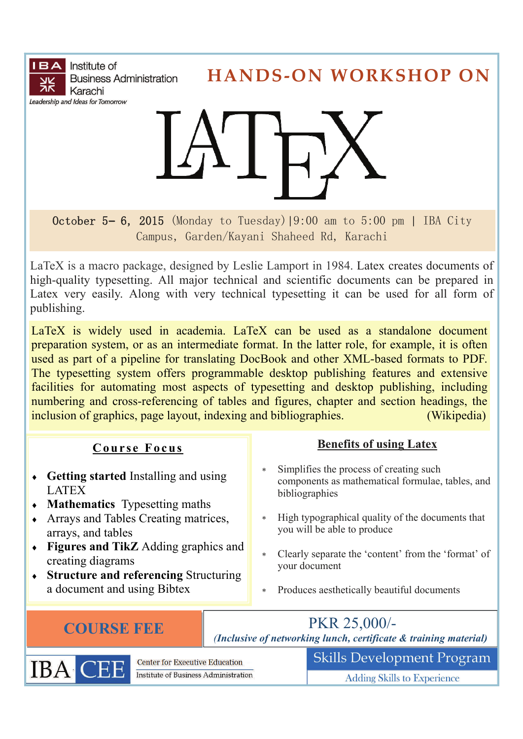IBA Institute of Business Administration Karachi

*Leadership and Ideas for Tomorrow*

# HANDS-ON WORKSHOP ON

# LATEX

October 5- 6, 2015 (Monday to Tuesday)|9:00 am to 5:00 pm | IBA City Campus, Garden/Kayani Shaheed Rd, Karachi

LaTeX is a macro package, designed by Leslie Lamport in 1984. Latex creates documents of high-quality typesetting. All major technical and scientific documents can be prepared in Latex very easily. Along with very technical typesetting it can be used for all form of publishing.

LaTeX is widely used in academia. LaTeX can be used as a standalone document preparation system, or as an intermediate format. In the latter role, for example, it is often used as part of a pipeline for translating DocBook and other XML-based formats to PDF. The typesetting system offers programmable desktop publishing features and extensive facilities for automating most aspects of typesetting and desktop publishing, including numbering and cross-referencing of tables and figures, chapter and section headings, the inclusion of graphics, page layout, indexing and bibliographies. (Wikipedia)

## Course Focus

- **Getting started** Installing and using LATEX
- **Mathematics** Typesetting maths
- Arrays and Tables Creating matrices, arrays, and tables
- **Figures and TikZ** Adding graphics and creating diagrams
- **Structure and referencing** Structuring a document and using Bibtex

## Benefits of using Latex

- Simplifies the process of creating such components as mathematical formulae, tables, and bibliographies
- High typographical quality of the documents that you will be able to produce
- Clearly separate the 'content' from the 'format' of your document
- Produces aesthetically beautiful documents

| COURSE FEE | PKR 25,000/- *(Inclusive of networking lunch, certificate & training material)* |
|---|---|

IBA CEE — Center for Executive Education, Institute of Business Administration

Skills Development Program

Adding Skills to Experience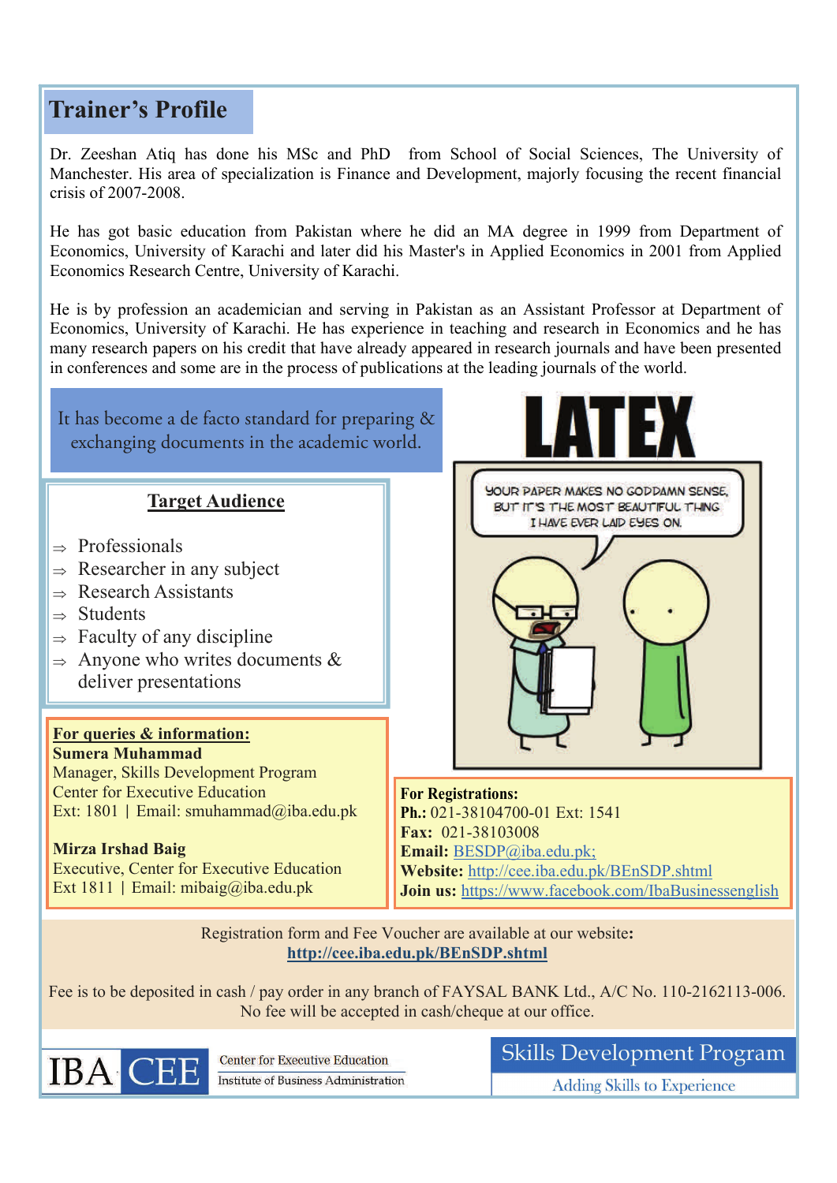## Trainer's Profile

Dr. Zeeshan Atiq has done his MSc and PhD from School of Social Sciences, The University of Manchester. His area of specialization is Finance and Development, majorly focusing the recent financial crisis of 2007-2008.

He has got basic education from Pakistan where he did an MA degree in 1999 from Department of Economics, University of Karachi and later did his Master's in Applied Economics in 2001 from Applied Economics Research Centre, University of Karachi.

He is by profession an academician and serving in Pakistan as an Assistant Professor at Department of Economics, University of Karachi. He has experience in teaching and research in Economics and he has many research papers on his credit that have already appeared in research journals and have been presented in conferences and some are in the process of publications at the leading journals of the world.

It has become a de facto standard for preparing & exchanging documents in the academic world.

**LATEX**

YOUR PAPER MAKES NO GODDAMN SENSE, BUT IT'S THE MOST BEAUTIFUL THING I HAVE EVER LAID EYES ON.

### Target Audience

- Professionals
- Researcher in any subject
- Research Assistants
- Students
- Faculty of any discipline
- Anyone who writes documents & deliver presentations

**For queries & information:**

**Sumera Muhammad**
Manager, Skills Development Program
Center for Executive Education
Ext: 1801 | Email: smuhammad@iba.edu.pk

**Mirza Irshad Baig**
Executive, Center for Executive Education
Ext 1811 | Email: mibaig@iba.edu.pk

**For Registrations:**
**Ph.:** 021-38104700-01 Ext: 1541
**Fax:** 021-38103008
**Email:** BESDP@iba.edu.pk;
**Website:** http://cee.iba.edu.pk/BEnSDP.shtml
**Join us:** https://www.facebook.com/IbaBusinessenglish

Registration form and Fee Voucher are available at our website:
**http://cee.iba.edu.pk/BEnSDP.shtml**

Fee is to be deposited in cash / pay order in any branch of FAYSAL BANK Ltd., A/C No. 110-2162113-006.
No fee will be accepted in cash/cheque at our office.

IBA CEE
Center for Executive Education
Institute of Business Administration

Skills Development Program
Adding Skills to Experience